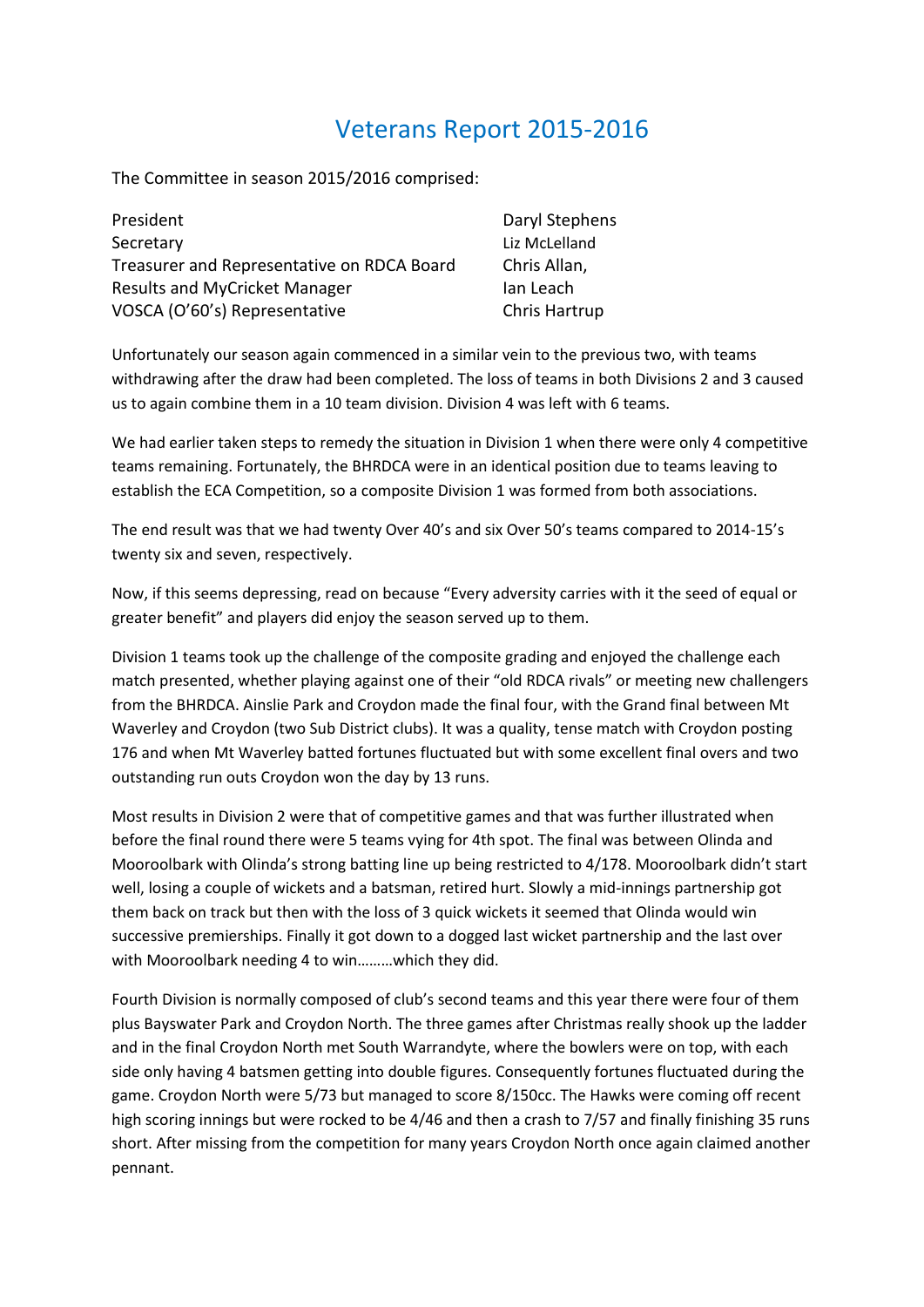# Veterans Report 2015-2016

The Committee in season 2015/2016 comprised:

| | |
|---|---|
| President | Daryl Stephens |
| Secretary | Liz McLelland |
| Treasurer and Representative on RDCA Board | Chris Allan, |
| Results and MyCricket Manager | Ian Leach |
| VOSCA (O'60's) Representative | Chris Hartrup |

Unfortunately our season again commenced in a similar vein to the previous two, with teams withdrawing after the draw had been completed. The loss of teams in both Divisions 2 and 3 caused us to again combine them in a 10 team division. Division 4 was left with 6 teams.

We had earlier taken steps to remedy the situation in Division 1 when there were only 4 competitive teams remaining. Fortunately, the BHRDCA were in an identical position due to teams leaving to establish the ECA Competition, so a composite Division 1 was formed from both associations.

The end result was that we had twenty Over 40's and six Over 50's teams compared to 2014-15's twenty six and seven, respectively.

Now, if this seems depressing, read on because "Every adversity carries with it the seed of equal or greater benefit" and players did enjoy the season served up to them.

Division 1 teams took up the challenge of the composite grading and enjoyed the challenge each match presented, whether playing against one of their "old RDCA rivals" or meeting new challengers from the BHRDCA. Ainslie Park and Croydon made the final four, with the Grand final between Mt Waverley and Croydon (two Sub District clubs). It was a quality, tense match with Croydon posting 176 and when Mt Waverley batted fortunes fluctuated but with some excellent final overs and two outstanding run outs Croydon won the day by 13 runs.

Most results in Division 2 were that of competitive games and that was further illustrated when before the final round there were 5 teams vying for 4th spot. The final was between Olinda and Mooroolbark with Olinda's strong batting line up being restricted to 4/178. Mooroolbark didn't start well, losing a couple of wickets and a batsman, retired hurt. Slowly a mid-innings partnership got them back on track but then with the loss of 3 quick wickets it seemed that Olinda would win successive premierships. Finally it got down to a dogged last wicket partnership and the last over with Mooroolbark needing 4 to win………which they did.

Fourth Division is normally composed of club's second teams and this year there were four of them plus Bayswater Park and Croydon North. The three games after Christmas really shook up the ladder and in the final Croydon North met South Warrandyte, where the bowlers were on top, with each side only having 4 batsmen getting into double figures. Consequently fortunes fluctuated during the game. Croydon North were 5/73 but managed to score 8/150cc. The Hawks were coming off recent high scoring innings but were rocked to be 4/46 and then a crash to 7/57 and finally finishing 35 runs short. After missing from the competition for many years Croydon North once again claimed another pennant.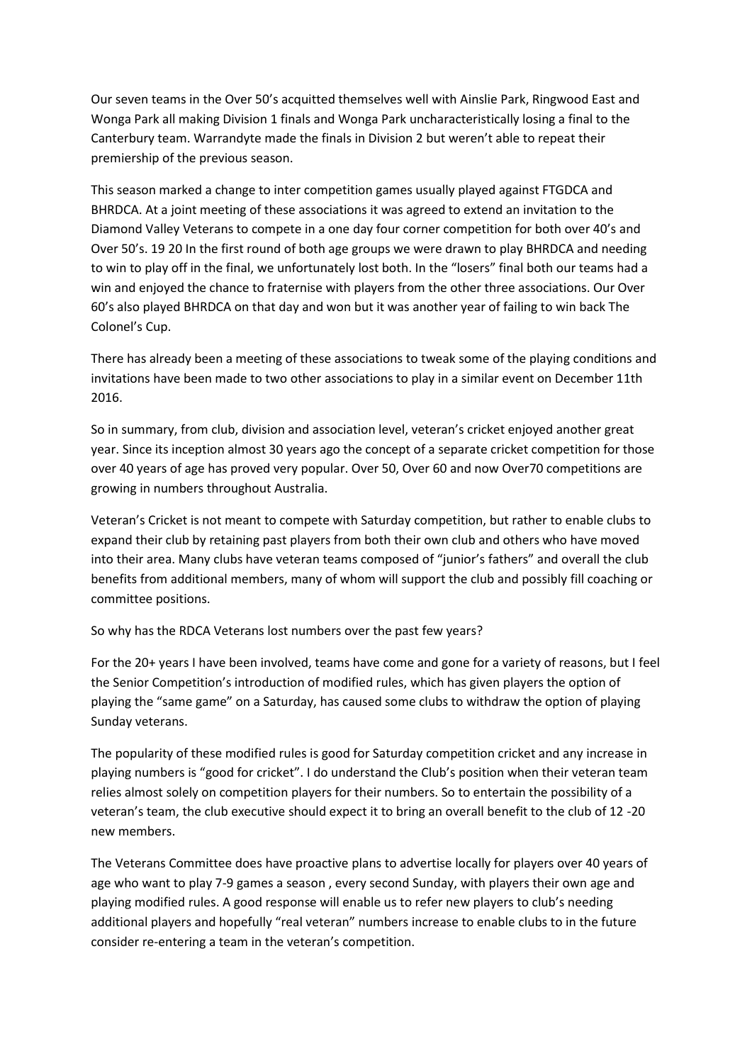Our seven teams in the Over 50's acquitted themselves well with Ainslie Park, Ringwood East and Wonga Park all making Division 1 finals and Wonga Park uncharacteristically losing a final to the Canterbury team. Warrandyte made the finals in Division 2 but weren't able to repeat their premiership of the previous season.

This season marked a change to inter competition games usually played against FTGDCA and BHRDCA. At a joint meeting of these associations it was agreed to extend an invitation to the Diamond Valley Veterans to compete in a one day four corner competition for both over 40's and Over 50's. 19 20 In the first round of both age groups we were drawn to play BHRDCA and needing to win to play off in the final, we unfortunately lost both. In the "losers" final both our teams had a win and enjoyed the chance to fraternise with players from the other three associations. Our Over 60's also played BHRDCA on that day and won but it was another year of failing to win back The Colonel's Cup.

There has already been a meeting of these associations to tweak some of the playing conditions and invitations have been made to two other associations to play in a similar event on December 11th 2016.

So in summary, from club, division and association level, veteran's cricket enjoyed another great year. Since its inception almost 30 years ago the concept of a separate cricket competition for those over 40 years of age has proved very popular. Over 50, Over 60 and now Over70 competitions are growing in numbers throughout Australia.

Veteran's Cricket is not meant to compete with Saturday competition, but rather to enable clubs to expand their club by retaining past players from both their own club and others who have moved into their area. Many clubs have veteran teams composed of "junior's fathers" and overall the club benefits from additional members, many of whom will support the club and possibly fill coaching or committee positions.

So why has the RDCA Veterans lost numbers over the past few years?

For the 20+ years I have been involved, teams have come and gone for a variety of reasons, but I feel the Senior Competition's introduction of modified rules, which has given players the option of playing the "same game" on a Saturday, has caused some clubs to withdraw the option of playing Sunday veterans.

The popularity of these modified rules is good for Saturday competition cricket and any increase in playing numbers is "good for cricket". I do understand the Club's position when their veteran team relies almost solely on competition players for their numbers. So to entertain the possibility of a veteran's team, the club executive should expect it to bring an overall benefit to the club of 12 -20 new members.

The Veterans Committee does have proactive plans to advertise locally for players over 40 years of age who want to play 7-9 games a season , every second Sunday, with players their own age and playing modified rules. A good response will enable us to refer new players to club's needing additional players and hopefully "real veteran" numbers increase to enable clubs to in the future consider re-entering a team in the veteran's competition.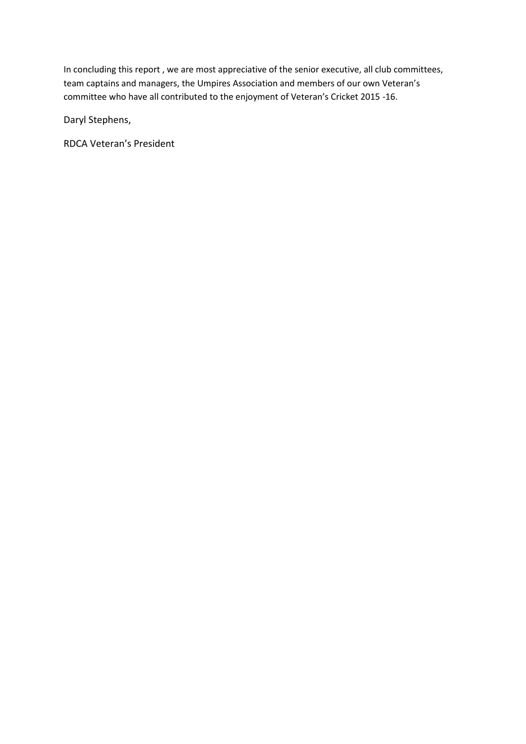In concluding this report , we are most appreciative of the senior executive, all club committees, team captains and managers, the Umpires Association and members of our own Veteran's committee who have all contributed to the enjoyment of Veteran's Cricket 2015 -16.

Daryl Stephens,

RDCA Veteran's President